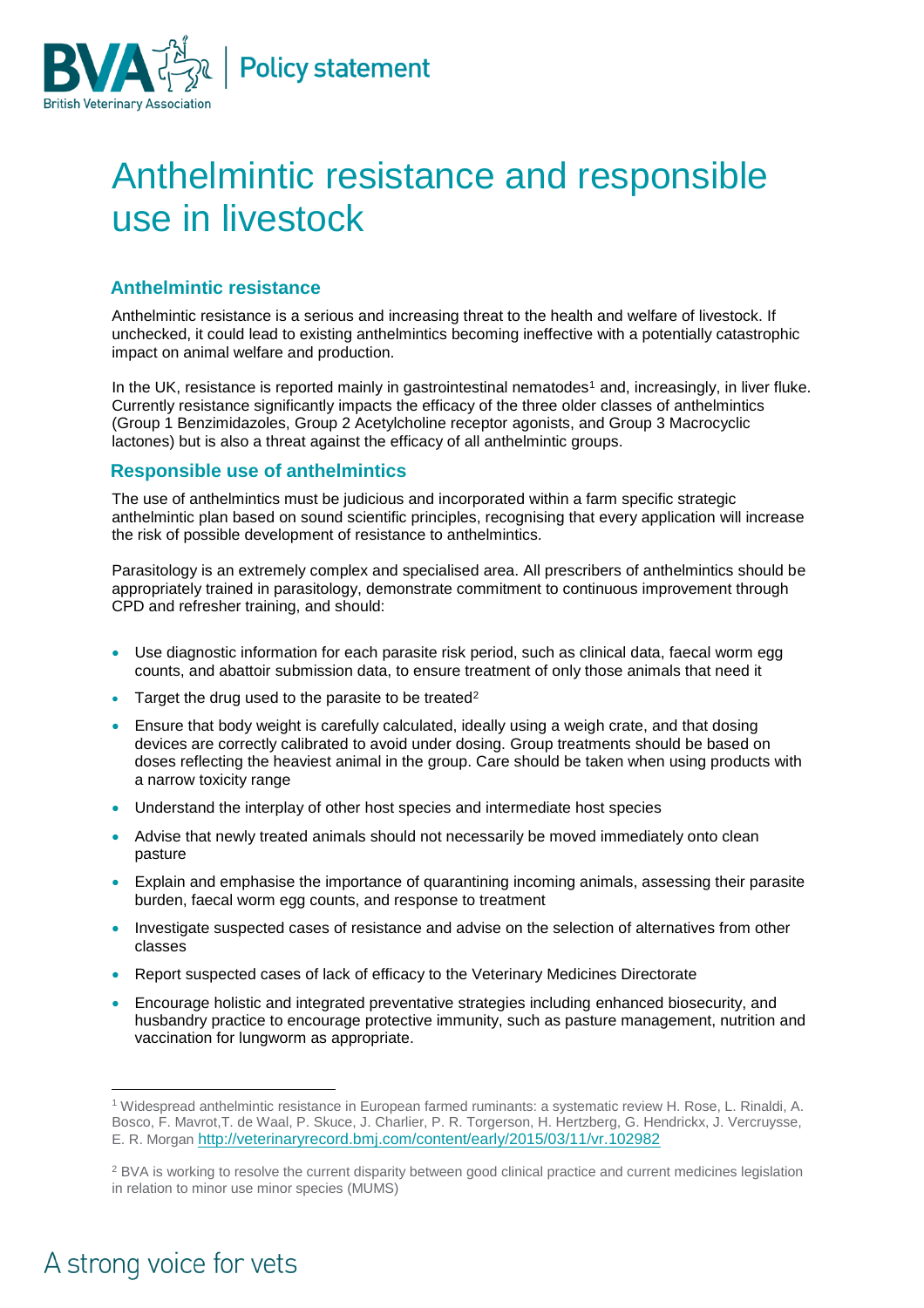Policy statement

# Anthelmintic resistance and responsible use in livestock

## Anthelmintic resistance

Anthelmintic resistance is a serious and increasing threat to the health and welfare of livestock. If unchecked, it could lead to existing anthelmintics becoming ineffective with a potentially catastrophic impact on animal welfare and production.

In the UK, resistance is reported mainly in gastrointestinal nematodes[1] and, increasingly, in liver fluke. Currently resistance significantly impacts the efficacy of the three older classes of anthelmintics (Group 1 Benzimidazoles, Group 2 Acetylcholine receptor agonists, and Group 3 Macrocyclic lactones) but is also a threat against the efficacy of all anthelmintic groups.

## Responsible use of anthelmintics

The use of anthelmintics must be judicious and incorporated within a farm specific strategic anthelmintic plan based on sound scientific principles, recognising that every application will increase the risk of possible development of resistance to anthelmintics.

Parasitology is an extremely complex and specialised area. All prescribers of anthelmintics should be appropriately trained in parasitology, demonstrate commitment to continuous improvement through CPD and refresher training, and should:

- Use diagnostic information for each parasite risk period, such as clinical data, faecal worm egg counts, and abattoir submission data, to ensure treatment of only those animals that need it
- Target the drug used to the parasite to be treated[2]
- Ensure that body weight is carefully calculated, ideally using a weigh crate, and that dosing devices are correctly calibrated to avoid under dosing. Group treatments should be based on doses reflecting the heaviest animal in the group. Care should be taken when using products with a narrow toxicity range
- Understand the interplay of other host species and intermediate host species
- Advise that newly treated animals should not necessarily be moved immediately onto clean pasture
- Explain and emphasise the importance of quarantining incoming animals, assessing their parasite burden, faecal worm egg counts, and response to treatment
- Investigate suspected cases of resistance and advise on the selection of alternatives from other classes
- Report suspected cases of lack of efficacy to the Veterinary Medicines Directorate
- Encourage holistic and integrated preventative strategies including enhanced biosecurity, and husbandry practice to encourage protective immunity, such as pasture management, nutrition and vaccination for lungworm as appropriate.

---

[1] Widespread anthelmintic resistance in European farmed ruminants: a systematic review H. Rose, L. Rinaldi, A. Bosco, F. Mavrot,T. de Waal, P. Skuce, J. Charlier, P. R. Torgerson, H. Hertzberg, G. Hendrickx, J. Vercruysse, E. R. Morgan http://veterinaryrecord.bmj.com/content/early/2015/03/11/vr.102982

[2] BVA is working to resolve the current disparity between good clinical practice and current medicines legislation in relation to minor use minor species (MUMS)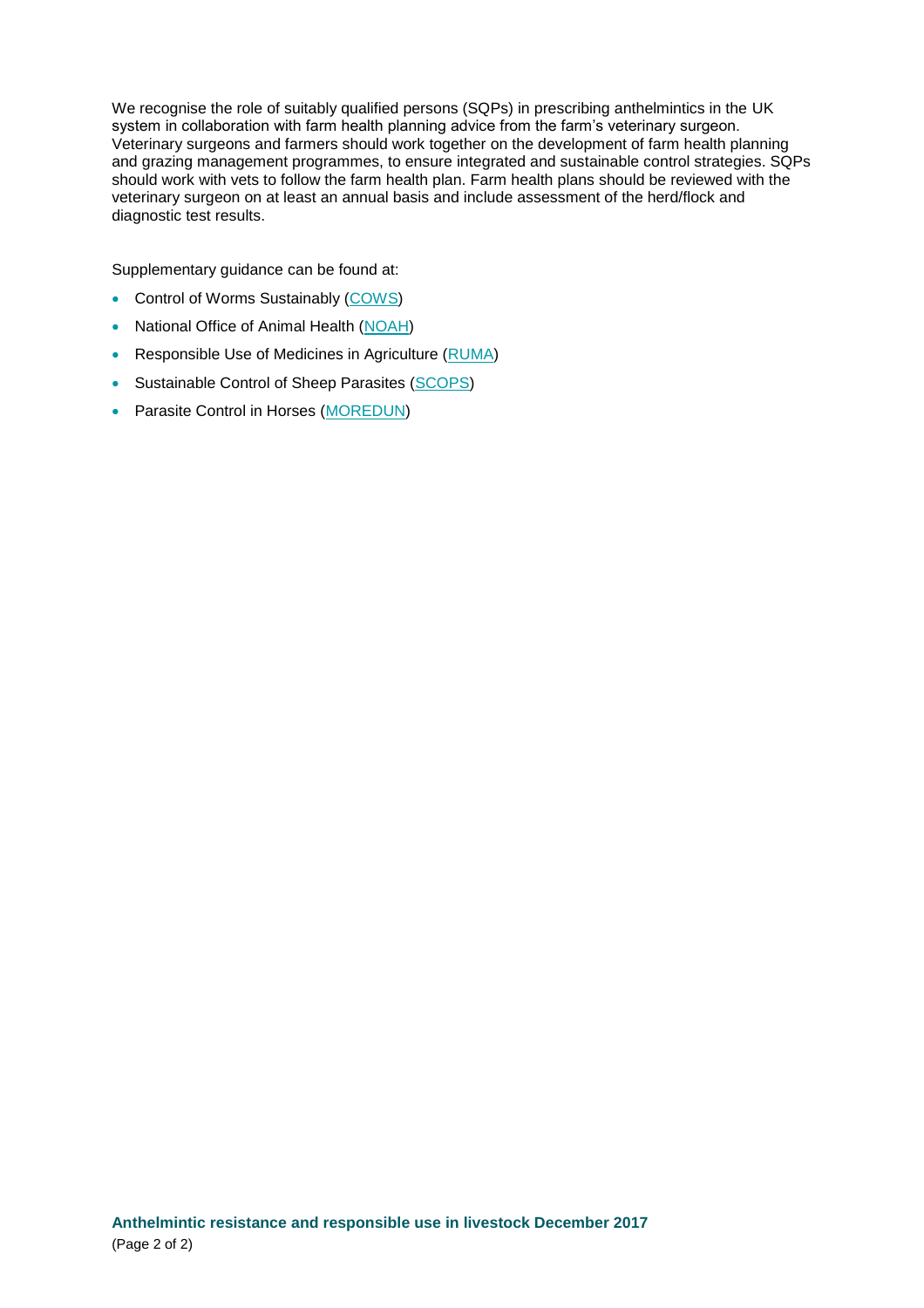We recognise the role of suitably qualified persons (SQPs) in prescribing anthelmintics in the UK system in collaboration with farm health planning advice from the farm's veterinary surgeon. Veterinary surgeons and farmers should work together on the development of farm health planning and grazing management programmes, to ensure integrated and sustainable control strategies. SQPs should work with vets to follow the farm health plan. Farm health plans should be reviewed with the veterinary surgeon on at least an annual basis and include assessment of the herd/flock and diagnostic test results.

Supplementary guidance can be found at:

- Control of Worms Sustainably (COWS)
- National Office of Animal Health (NOAH)
- Responsible Use of Medicines in Agriculture (RUMA)
- Sustainable Control of Sheep Parasites (SCOPS)
- Parasite Control in Horses (MOREDUN)